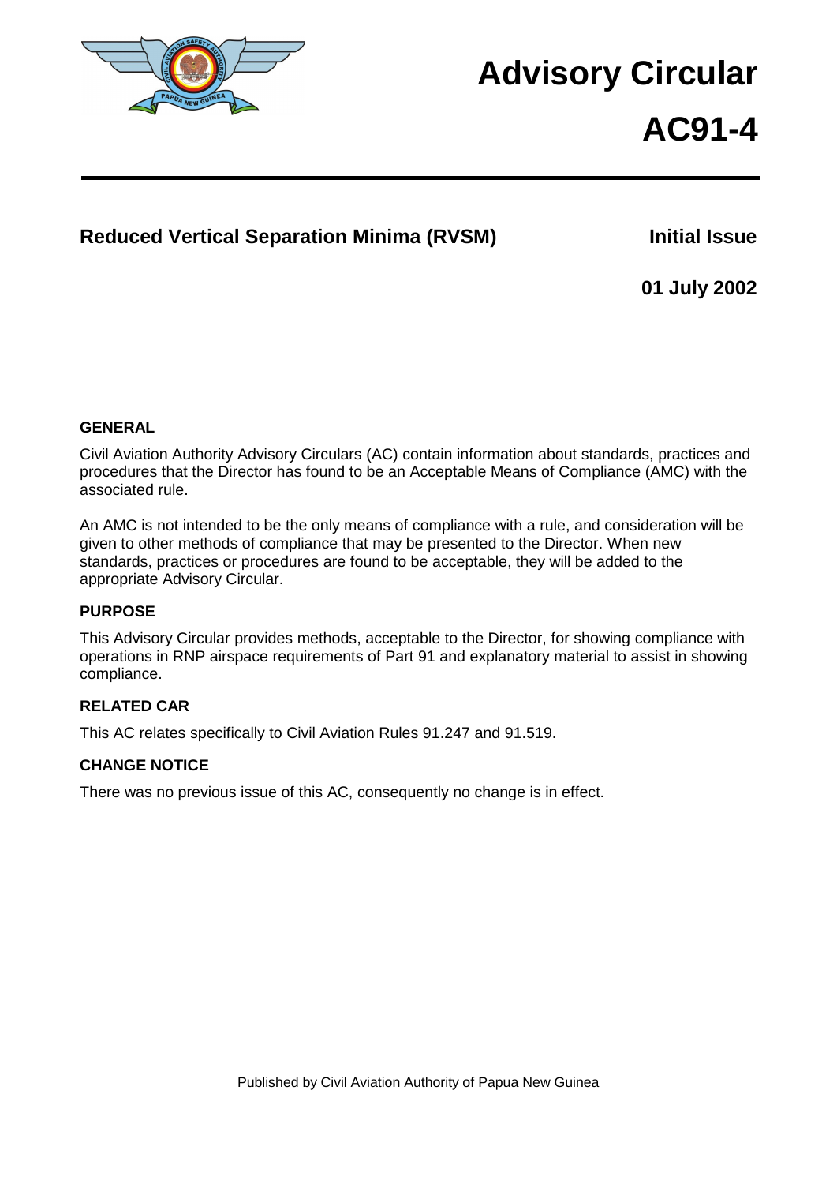# Advisory Circular

# AC91-4

## Reduced Vertical Separation Minima (RVSM)

**Initial Issue**

**01 July 2002**

**GENERAL**

Civil Aviation Authority Advisory Circulars (AC) contain information about standards, practices and procedures that the Director has found to be an Acceptable Means of Compliance (AMC) with the associated rule.

An AMC is not intended to be the only means of compliance with a rule, and consideration will be given to other methods of compliance that may be presented to the Director. When new standards, practices or procedures are found to be acceptable, they will be added to the appropriate Advisory Circular.

**PURPOSE**

This Advisory Circular provides methods, acceptable to the Director, for showing compliance with operations in RNP airspace requirements of Part 91 and explanatory material to assist in showing compliance.

**RELATED CAR**

This AC relates specifically to Civil Aviation Rules 91.247 and 91.519.

**CHANGE NOTICE**

There was no previous issue of this AC, consequently no change is in effect.

Published by Civil Aviation Authority of Papua New Guinea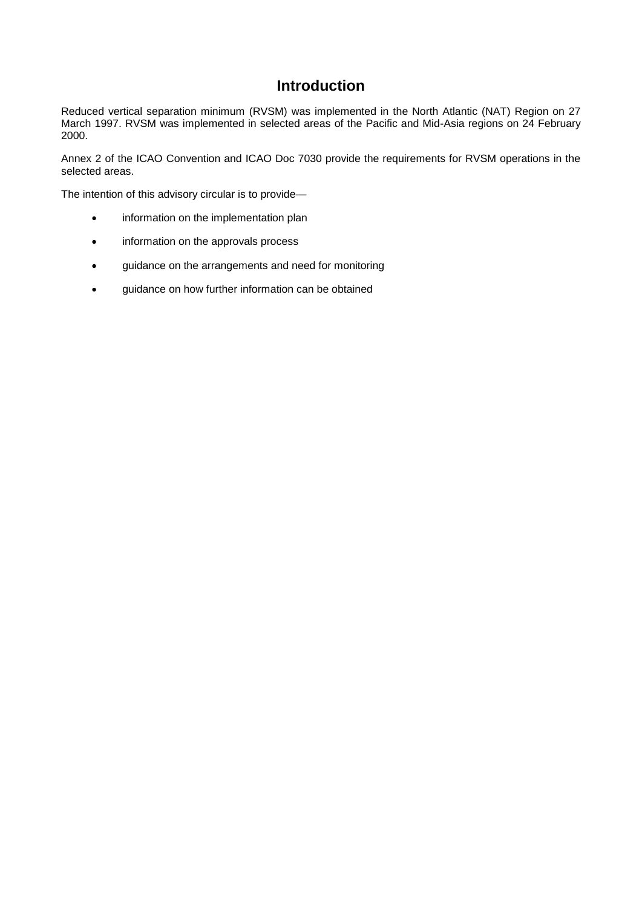# Introduction

Reduced vertical separation minimum (RVSM) was implemented in the North Atlantic (NAT) Region on 27 March 1997. RVSM was implemented in selected areas of the Pacific and Mid-Asia regions on 24 February 2000.

Annex 2 of the ICAO Convention and ICAO Doc 7030 provide the requirements for RVSM operations in the selected areas.

The intention of this advisory circular is to provide—

- information on the implementation plan
- information on the approvals process
- guidance on the arrangements and need for monitoring
- guidance on how further information can be obtained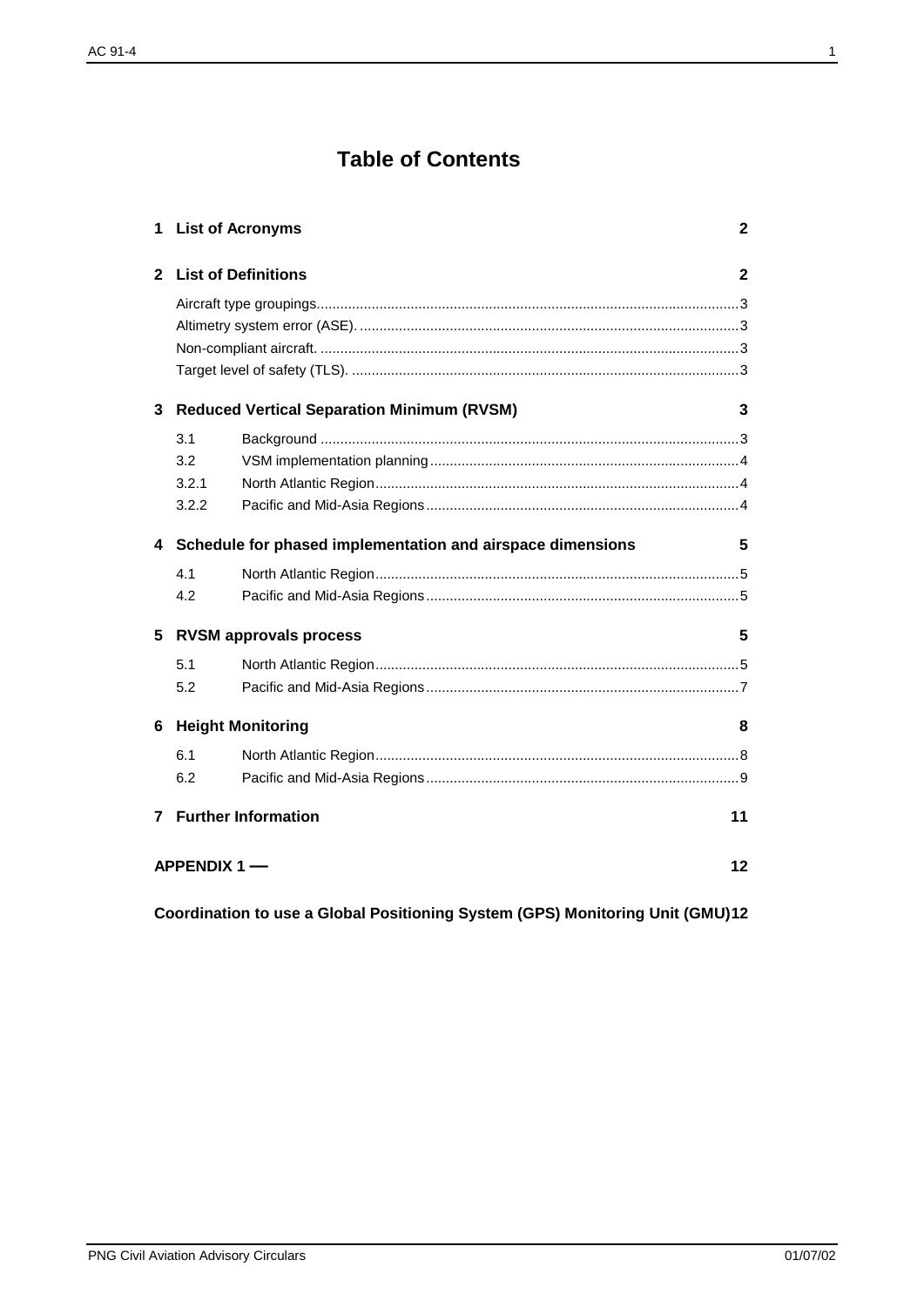# Table of Contents

| | | |
|---|---|---|
| **1** | **List of Acronyms** | **2** |
| **2** | **List of Definitions** | **2** |
| | Aircraft type groupings | 3 |
| | Altimetry system error (ASE). | 3 |
| | Non-compliant aircraft. | 3 |
| | Target level of safety (TLS). | 3 |
| **3** | **Reduced Vertical Separation Minimum (RVSM)** | **3** |
| 3.1 | Background | 3 |
| 3.2 | VSM implementation planning | 4 |
| 3.2.1 | North Atlantic Region | 4 |
| 3.2.2 | Pacific and Mid-Asia Regions | 4 |
| **4** | **Schedule for phased implementation and airspace dimensions** | **5** |
| 4.1 | North Atlantic Region | 5 |
| 4.2 | Pacific and Mid-Asia Regions | 5 |
| **5** | **RVSM approvals process** | **5** |
| 5.1 | North Atlantic Region | 5 |
| 5.2 | Pacific and Mid-Asia Regions | 7 |
| **6** | **Height Monitoring** | **8** |
| 6.1 | North Atlantic Region | 8 |
| 6.2 | Pacific and Mid-Asia Regions | 9 |
| **7** | **Further Information** | **11** |
| | **APPENDIX 1 —** | **12** |
| | **Coordination to use a Global Positioning System (GPS) Monitoring Unit (GMU)** | **12** |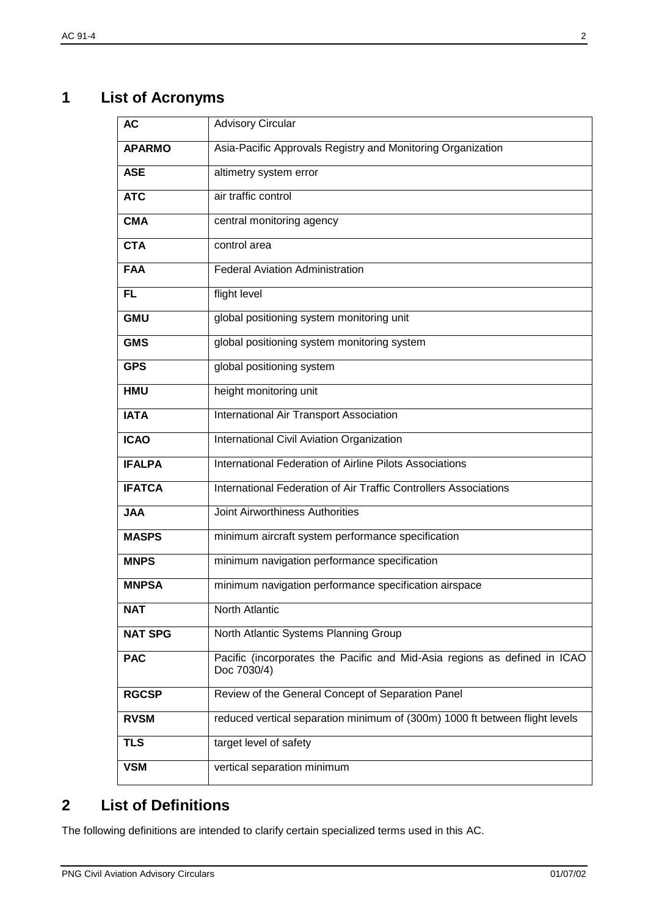# 1 List of Acronyms

| | |
|---|---|
| **AC** | Advisory Circular |
| **APARMO** | Asia-Pacific Approvals Registry and Monitoring Organization |
| **ASE** | altimetry system error |
| **ATC** | air traffic control |
| **CMA** | central monitoring agency |
| **CTA** | control area |
| **FAA** | Federal Aviation Administration |
| **FL** | flight level |
| **GMU** | global positioning system monitoring unit |
| **GMS** | global positioning system monitoring system |
| **GPS** | global positioning system |
| **HMU** | height monitoring unit |
| **IATA** | International Air Transport Association |
| **ICAO** | International Civil Aviation Organization |
| **IFALPA** | International Federation of Airline Pilots Associations |
| **IFATCA** | International Federation of Air Traffic Controllers Associations |
| **JAA** | Joint Airworthiness Authorities |
| **MASPS** | minimum aircraft system performance specification |
| **MNPS** | minimum navigation performance specification |
| **MNPSA** | minimum navigation performance specification airspace |
| **NAT** | North Atlantic |
| **NAT SPG** | North Atlantic Systems Planning Group |
| **PAC** | Pacific (incorporates the Pacific and Mid-Asia regions as defined in ICAO Doc 7030/4) |
| **RGCSP** | Review of the General Concept of Separation Panel |
| **RVSM** | reduced vertical separation minimum of (300m) 1000 ft between flight levels |
| **TLS** | target level of safety |
| **VSM** | vertical separation minimum |

# 2 List of Definitions

The following definitions are intended to clarify certain specialized terms used in this AC.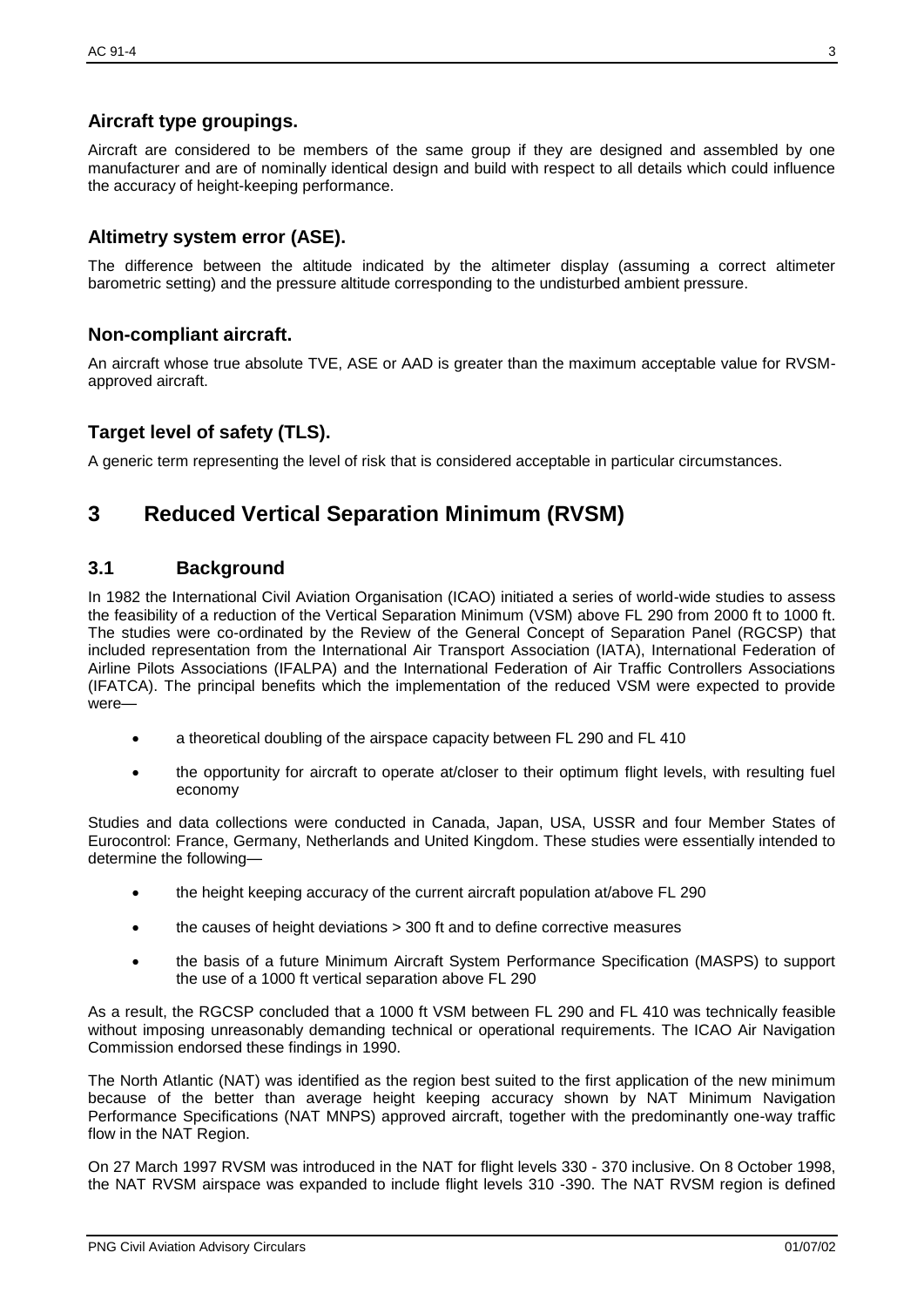### Aircraft type groupings.

Aircraft are considered to be members of the same group if they are designed and assembled by one manufacturer and are of nominally identical design and build with respect to all details which could influence the accuracy of height-keeping performance.

### Altimetry system error (ASE).

The difference between the altitude indicated by the altimeter display (assuming a correct altimeter barometric setting) and the pressure altitude corresponding to the undisturbed ambient pressure.

### Non-compliant aircraft.

An aircraft whose true absolute TVE, ASE or AAD is greater than the maximum acceptable value for RVSM-approved aircraft.

### Target level of safety (TLS).

A generic term representing the level of risk that is considered acceptable in particular circumstances.

# 3 Reduced Vertical Separation Minimum (RVSM)

## 3.1 Background

In 1982 the International Civil Aviation Organisation (ICAO) initiated a series of world-wide studies to assess the feasibility of a reduction of the Vertical Separation Minimum (VSM) above FL 290 from 2000 ft to 1000 ft. The studies were co-ordinated by the Review of the General Concept of Separation Panel (RGCSP) that included representation from the International Air Transport Association (IATA), International Federation of Airline Pilots Associations (IFALPA) and the International Federation of Air Traffic Controllers Associations (IFATCA). The principal benefits which the implementation of the reduced VSM were expected to provide were—

- a theoretical doubling of the airspace capacity between FL 290 and FL 410
- the opportunity for aircraft to operate at/closer to their optimum flight levels, with resulting fuel economy

Studies and data collections were conducted in Canada, Japan, USA, USSR and four Member States of Eurocontrol: France, Germany, Netherlands and United Kingdom. These studies were essentially intended to determine the following—

- the height keeping accuracy of the current aircraft population at/above FL 290
- the causes of height deviations > 300 ft and to define corrective measures
- the basis of a future Minimum Aircraft System Performance Specification (MASPS) to support the use of a 1000 ft vertical separation above FL 290

As a result, the RGCSP concluded that a 1000 ft VSM between FL 290 and FL 410 was technically feasible without imposing unreasonably demanding technical or operational requirements. The ICAO Air Navigation Commission endorsed these findings in 1990.

The North Atlantic (NAT) was identified as the region best suited to the first application of the new minimum because of the better than average height keeping accuracy shown by NAT Minimum Navigation Performance Specifications (NAT MNPS) approved aircraft, together with the predominantly one-way traffic flow in the NAT Region.

On 27 March 1997 RVSM was introduced in the NAT for flight levels 330 - 370 inclusive. On 8 October 1998, the NAT RVSM airspace was expanded to include flight levels 310 -390. The NAT RVSM region is defined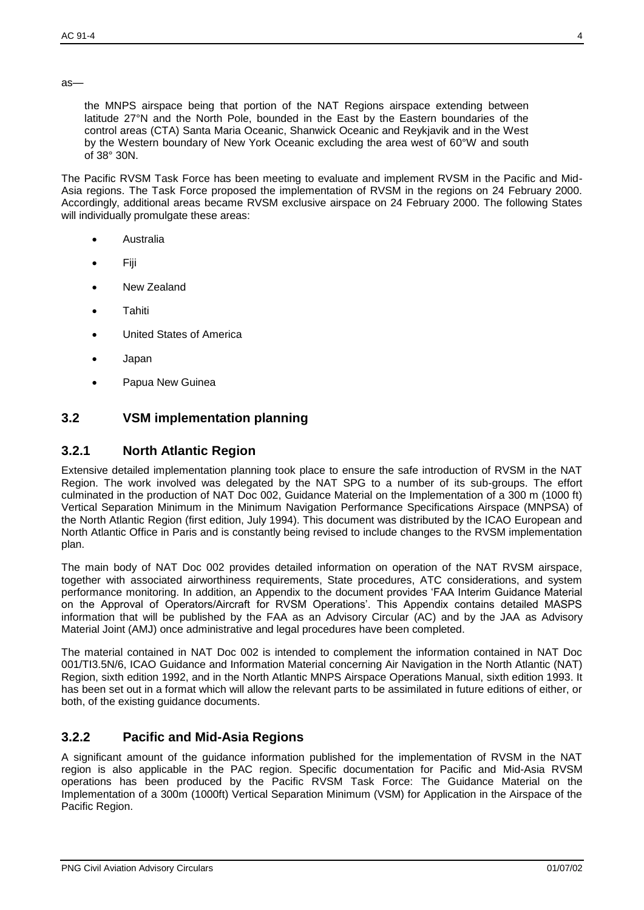as—

> the MNPS airspace being that portion of the NAT Regions airspace extending between latitude 27°N and the North Pole, bounded in the East by the Eastern boundaries of the control areas (CTA) Santa Maria Oceanic, Shanwick Oceanic and Reykjavik and in the West by the Western boundary of New York Oceanic excluding the area west of 60°W and south of 38° 30N.

The Pacific RVSM Task Force has been meeting to evaluate and implement RVSM in the Pacific and Mid-Asia regions. The Task Force proposed the implementation of RVSM in the regions on 24 February 2000. Accordingly, additional areas became RVSM exclusive airspace on 24 February 2000. The following States will individually promulgate these areas:

- Australia
- Fiji
- New Zealand
- Tahiti
- United States of America
- Japan
- Papua New Guinea

## 3.2 VSM implementation planning

### 3.2.1 North Atlantic Region

Extensive detailed implementation planning took place to ensure the safe introduction of RVSM in the NAT Region. The work involved was delegated by the NAT SPG to a number of its sub-groups. The effort culminated in the production of NAT Doc 002, Guidance Material on the Implementation of a 300 m (1000 ft) Vertical Separation Minimum in the Minimum Navigation Performance Specifications Airspace (MNPSA) of the North Atlantic Region (first edition, July 1994). This document was distributed by the ICAO European and North Atlantic Office in Paris and is constantly being revised to include changes to the RVSM implementation plan.

The main body of NAT Doc 002 provides detailed information on operation of the NAT RVSM airspace, together with associated airworthiness requirements, State procedures, ATC considerations, and system performance monitoring. In addition, an Appendix to the document provides 'FAA Interim Guidance Material on the Approval of Operators/Aircraft for RVSM Operations'. This Appendix contains detailed MASPS information that will be published by the FAA as an Advisory Circular (AC) and by the JAA as Advisory Material Joint (AMJ) once administrative and legal procedures have been completed.

The material contained in NAT Doc 002 is intended to complement the information contained in NAT Doc 001/TI3.5N/6, ICAO Guidance and Information Material concerning Air Navigation in the North Atlantic (NAT) Region, sixth edition 1992, and in the North Atlantic MNPS Airspace Operations Manual, sixth edition 1993. It has been set out in a format which will allow the relevant parts to be assimilated in future editions of either, or both, of the existing guidance documents.

### 3.2.2 Pacific and Mid-Asia Regions

A significant amount of the guidance information published for the implementation of RVSM in the NAT region is also applicable in the PAC region. Specific documentation for Pacific and Mid-Asia RVSM operations has been produced by the Pacific RVSM Task Force: The Guidance Material on the Implementation of a 300m (1000ft) Vertical Separation Minimum (VSM) for Application in the Airspace of the Pacific Region.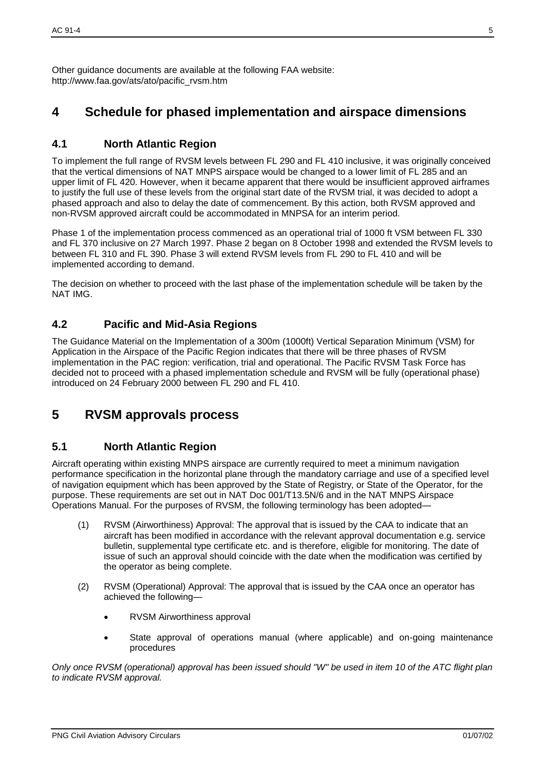Other guidance documents are available at the following FAA website:
http://www.faa.gov/ats/ato/pacific_rvsm.htm

# 4 Schedule for phased implementation and airspace dimensions

## 4.1 North Atlantic Region

To implement the full range of RVSM levels between FL 290 and FL 410 inclusive, it was originally conceived that the vertical dimensions of NAT MNPS airspace would be changed to a lower limit of FL 285 and an upper limit of FL 420. However, when it became apparent that there would be insufficient approved airframes to justify the full use of these levels from the original start date of the RVSM trial, it was decided to adopt a phased approach and also to delay the date of commencement. By this action, both RVSM approved and non-RVSM approved aircraft could be accommodated in MNPSA for an interim period.

Phase 1 of the implementation process commenced as an operational trial of 1000 ft VSM between FL 330 and FL 370 inclusive on 27 March 1997. Phase 2 began on 8 October 1998 and extended the RVSM levels to between FL 310 and FL 390. Phase 3 will extend RVSM levels from FL 290 to FL 410 and will be implemented according to demand.

The decision on whether to proceed with the last phase of the implementation schedule will be taken by the NAT IMG.

## 4.2 Pacific and Mid-Asia Regions

The Guidance Material on the Implementation of a 300m (1000ft) Vertical Separation Minimum (VSM) for Application in the Airspace of the Pacific Region indicates that there will be three phases of RVSM implementation in the PAC region: verification, trial and operational. The Pacific RVSM Task Force has decided not to proceed with a phased implementation schedule and RVSM will be fully (operational phase) introduced on 24 February 2000 between FL 290 and FL 410.

# 5 RVSM approvals process

## 5.1 North Atlantic Region

Aircraft operating within existing MNPS airspace are currently required to meet a minimum navigation performance specification in the horizontal plane through the mandatory carriage and use of a specified level of navigation equipment which has been approved by the State of Registry, or State of the Operator, for the purpose. These requirements are set out in NAT Doc 001/T13.5N/6 and in the NAT MNPS Airspace Operations Manual. For the purposes of RVSM, the following terminology has been adopted—

(1) RVSM (Airworthiness) Approval: The approval that is issued by the CAA to indicate that an aircraft has been modified in accordance with the relevant approval documentation e.g. service bulletin, supplemental type certificate etc. and is therefore, eligible for monitoring. The date of issue of such an approval should coincide with the date when the modification was certified by the operator as being complete.

(2) RVSM (Operational) Approval: The approval that is issued by the CAA once an operator has achieved the following—

- RVSM Airworthiness approval
- State approval of operations manual (where applicable) and on-going maintenance procedures

*Only once RVSM (operational) approval has been issued should "W" be used in item 10 of the ATC flight plan to indicate RVSM approval.*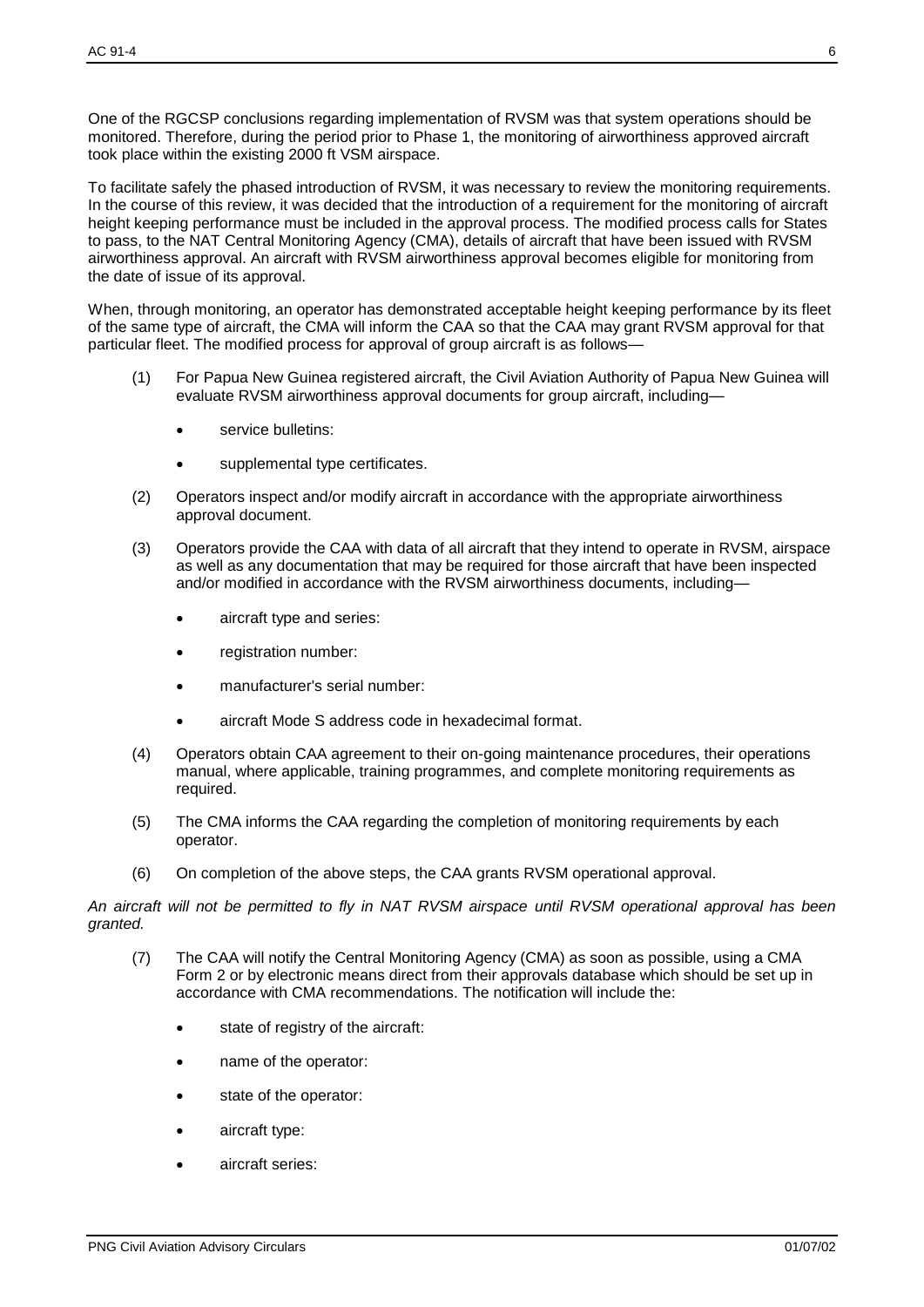One of the RGCSP conclusions regarding implementation of RVSM was that system operations should be monitored. Therefore, during the period prior to Phase 1, the monitoring of airworthiness approved aircraft took place within the existing 2000 ft VSM airspace.

To facilitate safely the phased introduction of RVSM, it was necessary to review the monitoring requirements. In the course of this review, it was decided that the introduction of a requirement for the monitoring of aircraft height keeping performance must be included in the approval process. The modified process calls for States to pass, to the NAT Central Monitoring Agency (CMA), details of aircraft that have been issued with RVSM airworthiness approval. An aircraft with RVSM airworthiness approval becomes eligible for monitoring from the date of issue of its approval.

When, through monitoring, an operator has demonstrated acceptable height keeping performance by its fleet of the same type of aircraft, the CMA will inform the CAA so that the CAA may grant RVSM approval for that particular fleet. The modified process for approval of group aircraft is as follows—

(1) For Papua New Guinea registered aircraft, the Civil Aviation Authority of Papua New Guinea will evaluate RVSM airworthiness approval documents for group aircraft, including—

- service bulletins:
- supplemental type certificates.

(2) Operators inspect and/or modify aircraft in accordance with the appropriate airworthiness approval document.

(3) Operators provide the CAA with data of all aircraft that they intend to operate in RVSM, airspace as well as any documentation that may be required for those aircraft that have been inspected and/or modified in accordance with the RVSM airworthiness documents, including—

- aircraft type and series:
- registration number:
- manufacturer's serial number:
- aircraft Mode S address code in hexadecimal format.

(4) Operators obtain CAA agreement to their on-going maintenance procedures, their operations manual, where applicable, training programmes, and complete monitoring requirements as required.

(5) The CMA informs the CAA regarding the completion of monitoring requirements by each operator.

(6) On completion of the above steps, the CAA grants RVSM operational approval.

*An aircraft will not be permitted to fly in NAT RVSM airspace until RVSM operational approval has been granted.*

(7) The CAA will notify the Central Monitoring Agency (CMA) as soon as possible, using a CMA Form 2 or by electronic means direct from their approvals database which should be set up in accordance with CMA recommendations. The notification will include the:

- state of registry of the aircraft:
- name of the operator:
- state of the operator:
- aircraft type:
- aircraft series: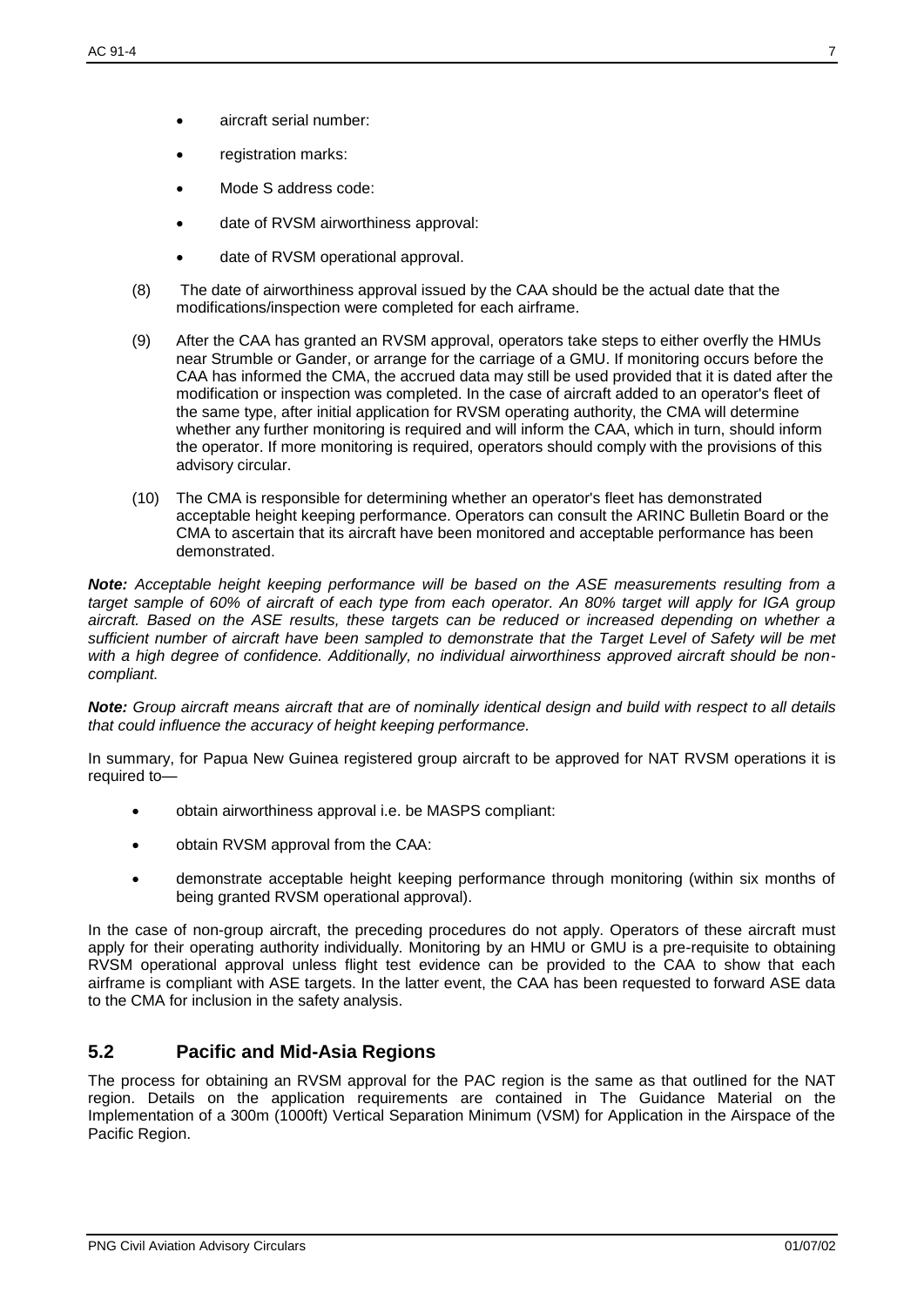- aircraft serial number:
- registration marks:
- Mode S address code:
- date of RVSM airworthiness approval:
- date of RVSM operational approval.

(8) The date of airworthiness approval issued by the CAA should be the actual date that the modifications/inspection were completed for each airframe.

(9) After the CAA has granted an RVSM approval, operators take steps to either overfly the HMUs near Strumble or Gander, or arrange for the carriage of a GMU. If monitoring occurs before the CAA has informed the CMA, the accrued data may still be used provided that it is dated after the modification or inspection was completed. In the case of aircraft added to an operator's fleet of the same type, after initial application for RVSM operating authority, the CMA will determine whether any further monitoring is required and will inform the CAA, which in turn, should inform the operator. If more monitoring is required, operators should comply with the provisions of this advisory circular.

(10) The CMA is responsible for determining whether an operator's fleet has demonstrated acceptable height keeping performance. Operators can consult the ARINC Bulletin Board or the CMA to ascertain that its aircraft have been monitored and acceptable performance has been demonstrated.

***Note:*** *Acceptable height keeping performance will be based on the ASE measurements resulting from a target sample of 60% of aircraft of each type from each operator. An 80% target will apply for IGA group aircraft. Based on the ASE results, these targets can be reduced or increased depending on whether a sufficient number of aircraft have been sampled to demonstrate that the Target Level of Safety will be met with a high degree of confidence. Additionally, no individual airworthiness approved aircraft should be non-compliant.*

***Note:*** *Group aircraft means aircraft that are of nominally identical design and build with respect to all details that could influence the accuracy of height keeping performance.*

In summary, for Papua New Guinea registered group aircraft to be approved for NAT RVSM operations it is required to—

- obtain airworthiness approval i.e. be MASPS compliant:
- obtain RVSM approval from the CAA:
- demonstrate acceptable height keeping performance through monitoring (within six months of being granted RVSM operational approval).

In the case of non-group aircraft, the preceding procedures do not apply. Operators of these aircraft must apply for their operating authority individually. Monitoring by an HMU or GMU is a pre-requisite to obtaining RVSM operational approval unless flight test evidence can be provided to the CAA to show that each airframe is compliant with ASE targets. In the latter event, the CAA has been requested to forward ASE data to the CMA for inclusion in the safety analysis.

## 5.2 Pacific and Mid-Asia Regions

The process for obtaining an RVSM approval for the PAC region is the same as that outlined for the NAT region. Details on the application requirements are contained in The Guidance Material on the Implementation of a 300m (1000ft) Vertical Separation Minimum (VSM) for Application in the Airspace of the Pacific Region.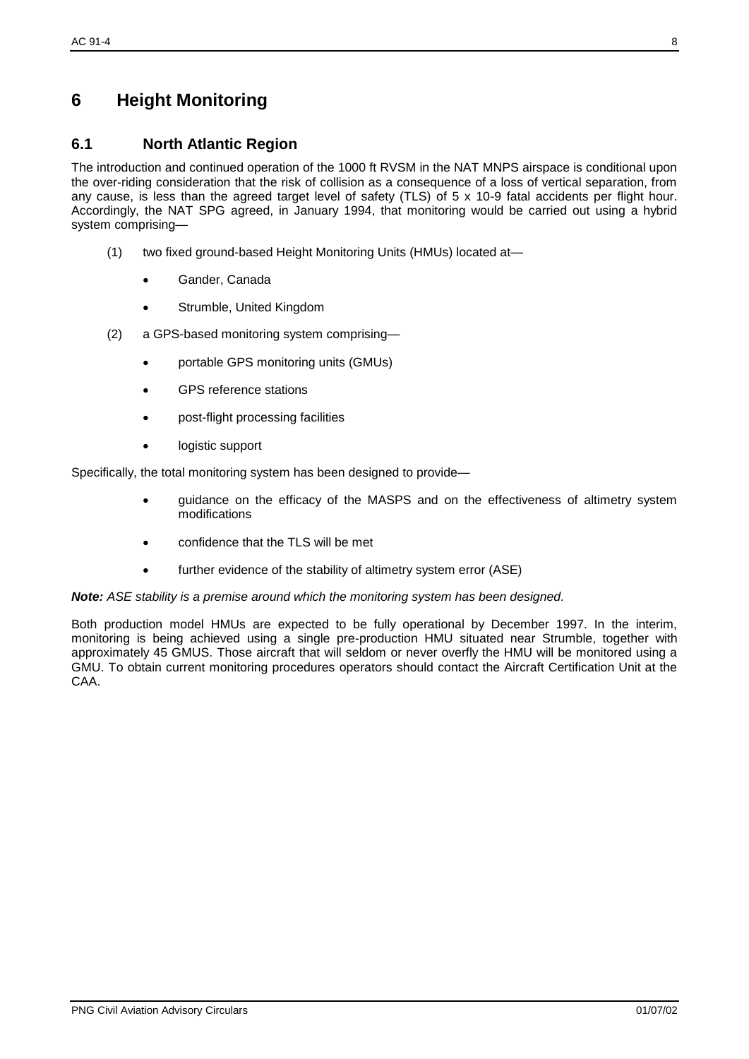# 6 Height Monitoring

## 6.1 North Atlantic Region

The introduction and continued operation of the 1000 ft RVSM in the NAT MNPS airspace is conditional upon the over-riding consideration that the risk of collision as a consequence of a loss of vertical separation, from any cause, is less than the agreed target level of safety (TLS) of 5 x 10-9 fatal accidents per flight hour. Accordingly, the NAT SPG agreed, in January 1994, that monitoring would be carried out using a hybrid system comprising—

(1) two fixed ground-based Height Monitoring Units (HMUs) located at—

- Gander, Canada
- Strumble, United Kingdom

(2) a GPS-based monitoring system comprising—

- portable GPS monitoring units (GMUs)
- GPS reference stations
- post-flight processing facilities
- logistic support

Specifically, the total monitoring system has been designed to provide—

- guidance on the efficacy of the MASPS and on the effectiveness of altimetry system modifications
- confidence that the TLS will be met
- further evidence of the stability of altimetry system error (ASE)

***Note:*** *ASE stability is a premise around which the monitoring system has been designed.*

Both production model HMUs are expected to be fully operational by December 1997. In the interim, monitoring is being achieved using a single pre-production HMU situated near Strumble, together with approximately 45 GMUS. Those aircraft that will seldom or never overfly the HMU will be monitored using a GMU. To obtain current monitoring procedures operators should contact the Aircraft Certification Unit at the CAA.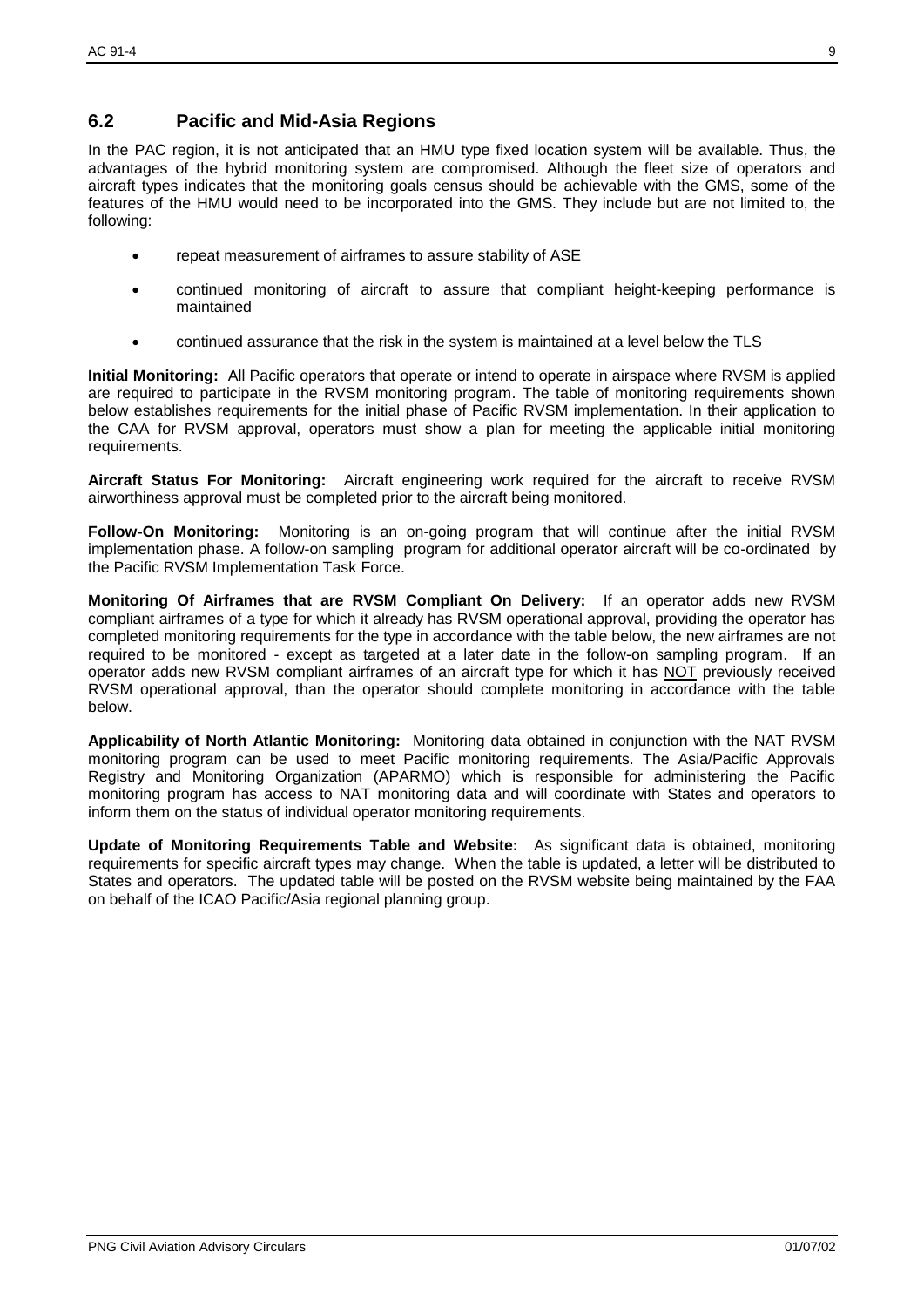## 6.2 Pacific and Mid-Asia Regions

In the PAC region, it is not anticipated that an HMU type fixed location system will be available. Thus, the advantages of the hybrid monitoring system are compromised. Although the fleet size of operators and aircraft types indicates that the monitoring goals census should be achievable with the GMS, some of the features of the HMU would need to be incorporated into the GMS. They include but are not limited to, the following:

- repeat measurement of airframes to assure stability of ASE
- continued monitoring of aircraft to assure that compliant height-keeping performance is maintained
- continued assurance that the risk in the system is maintained at a level below the TLS

**Initial Monitoring:** All Pacific operators that operate or intend to operate in airspace where RVSM is applied are required to participate in the RVSM monitoring program. The table of monitoring requirements shown below establishes requirements for the initial phase of Pacific RVSM implementation. In their application to the CAA for RVSM approval, operators must show a plan for meeting the applicable initial monitoring requirements.

**Aircraft Status For Monitoring:** Aircraft engineering work required for the aircraft to receive RVSM airworthiness approval must be completed prior to the aircraft being monitored.

**Follow-On Monitoring:** Monitoring is an on-going program that will continue after the initial RVSM implementation phase. A follow-on sampling program for additional operator aircraft will be co-ordinated by the Pacific RVSM Implementation Task Force.

**Monitoring Of Airframes that are RVSM Compliant On Delivery:** If an operator adds new RVSM compliant airframes of a type for which it already has RVSM operational approval, providing the operator has completed monitoring requirements for the type in accordance with the table below, the new airframes are not required to be monitored - except as targeted at a later date in the follow-on sampling program. If an operator adds new RVSM compliant airframes of an aircraft type for which it has NOT previously received RVSM operational approval, than the operator should complete monitoring in accordance with the table below.

**Applicability of North Atlantic Monitoring:** Monitoring data obtained in conjunction with the NAT RVSM monitoring program can be used to meet Pacific monitoring requirements. The Asia/Pacific Approvals Registry and Monitoring Organization (APARMO) which is responsible for administering the Pacific monitoring program has access to NAT monitoring data and will coordinate with States and operators to inform them on the status of individual operator monitoring requirements.

**Update of Monitoring Requirements Table and Website:** As significant data is obtained, monitoring requirements for specific aircraft types may change. When the table is updated, a letter will be distributed to States and operators. The updated table will be posted on the RVSM website being maintained by the FAA on behalf of the ICAO Pacific/Asia regional planning group.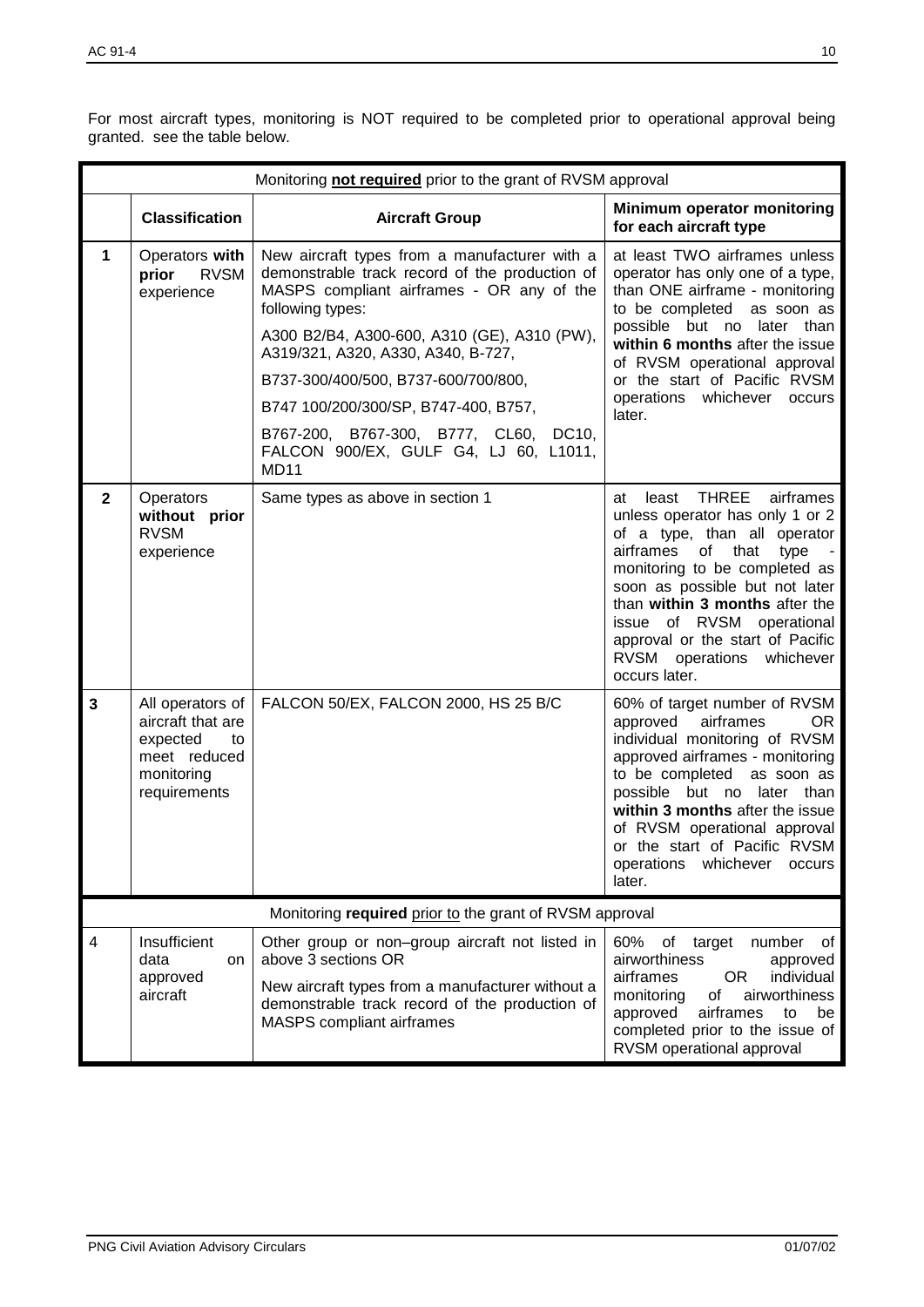For most aircraft types, monitoring is NOT required to be completed prior to operational approval being granted. see the table below.

| Monitoring **not required** prior to the grant of RVSM approval | | | |
|---|---|---|---|
| | **Classification** | **Aircraft Group** | **Minimum operator monitoring for each aircraft type** |
| **1** | Operators **with prior** RVSM experience | New aircraft types from a manufacturer with a demonstrable track record of the production of MASPS compliant airframes - OR any of the following types:<br>A300 B2/B4, A300-600, A310 (GE), A310 (PW), A319/321, A320, A330, A340, B-727,<br>B737-300/400/500, B737-600/700/800,<br>B747 100/200/300/SP, B747-400, B757,<br>B767-200, B767-300, B777, CL60, DC10, FALCON 900/EX, GULF G4, LJ 60, L1011, MD11 | at least TWO airframes unless operator has only one of a type, than ONE airframe - monitoring to be completed as soon as possible but no later than **within 6 months** after the issue of RVSM operational approval or the start of Pacific RVSM operations whichever occurs later. |
| **2** | Operators **without prior** RVSM experience | Same types as above in section 1 | at least THREE airframes unless operator has only 1 or 2 of a type, than all operator airframes of that type - monitoring to be completed as soon as possible but not later than **within 3 months** after the issue of RVSM operational approval or the start of Pacific RVSM operations whichever occurs later. |
| **3** | All operators of aircraft that are expected to meet reduced monitoring requirements | FALCON 50/EX, FALCON 2000, HS 25 B/C | 60% of target number of RVSM approved airframes OR individual monitoring of RVSM approved airframes - monitoring to be completed as soon as possible but no later than **within 3 months** after the issue of RVSM operational approval or the start of Pacific RVSM operations whichever occurs later. |
| Monitoring **required** prior to the grant of RVSM approval | | | |
| 4 | Insufficient data on approved aircraft | Other group or non–group aircraft not listed in above 3 sections OR<br>New aircraft types from a manufacturer without a demonstrable track record of the production of MASPS compliant airframes | 60% of target number of airworthiness approved airframes OR individual monitoring of airworthiness approved airframes to be completed prior to the issue of RVSM operational approval |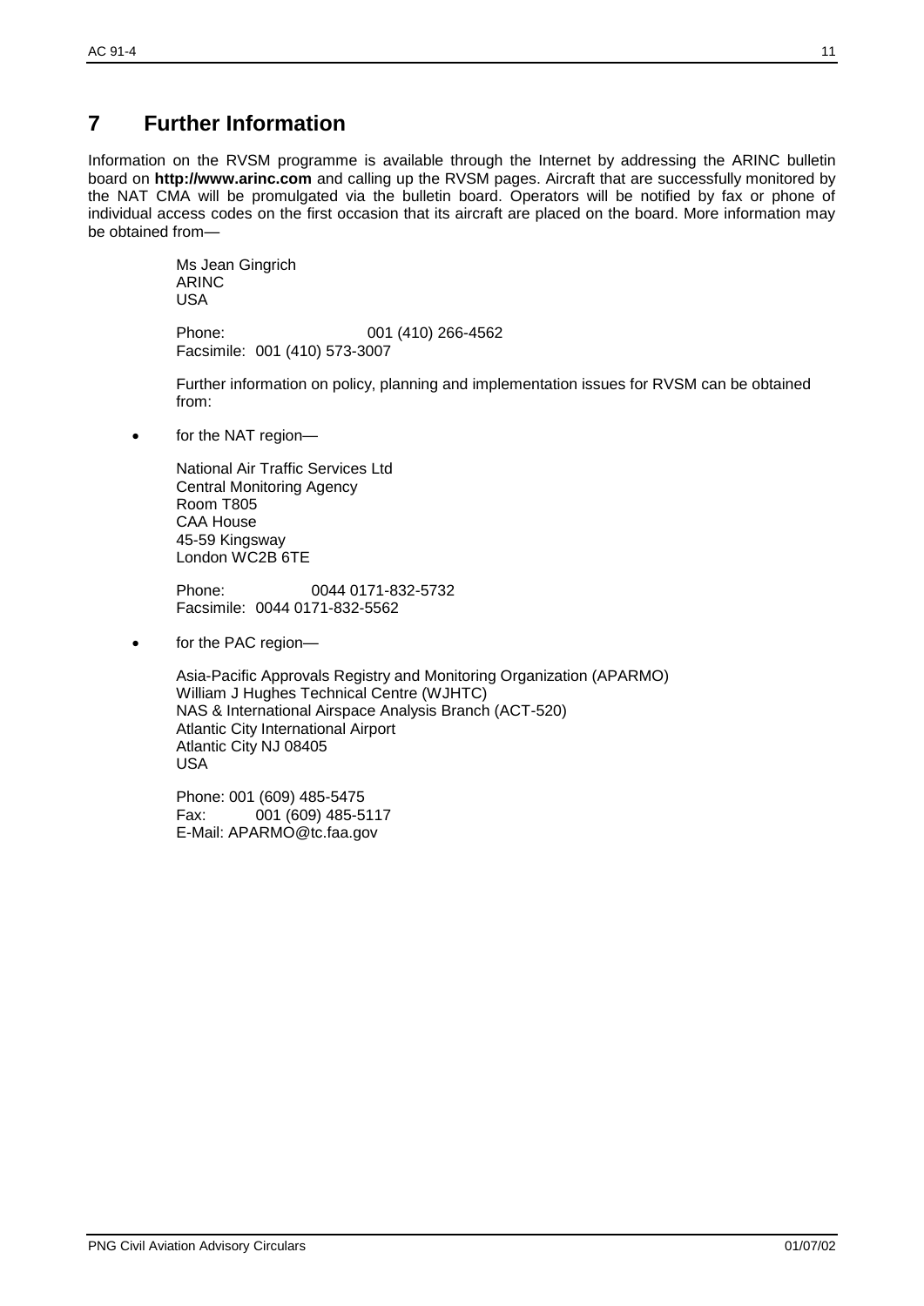# 7 Further Information

Information on the RVSM programme is available through the Internet by addressing the ARINC bulletin board on **http://www.arinc.com** and calling up the RVSM pages. Aircraft that are successfully monitored by the NAT CMA will be promulgated via the bulletin board. Operators will be notified by fax or phone of individual access codes on the first occasion that its aircraft are placed on the board. More information may be obtained from—

Ms Jean Gingrich
ARINC
USA

Phone: 001 (410) 266-4562
Facsimile: 001 (410) 573-3007

Further information on policy, planning and implementation issues for RVSM can be obtained from:

- for the NAT region—

  National Air Traffic Services Ltd
  Central Monitoring Agency
  Room T805
  CAA House
  45-59 Kingsway
  London WC2B 6TE

  Phone: 0044 0171-832-5732
  Facsimile: 0044 0171-832-5562

- for the PAC region—

  Asia-Pacific Approvals Registry and Monitoring Organization (APARMO)
  William J Hughes Technical Centre (WJHTC)
  NAS & International Airspace Analysis Branch (ACT-520)
  Atlantic City International Airport
  Atlantic City NJ 08405
  USA

  Phone: 001 (609) 485-5475
  Fax: 001 (609) 485-5117
  E-Mail: APARMO@tc.faa.gov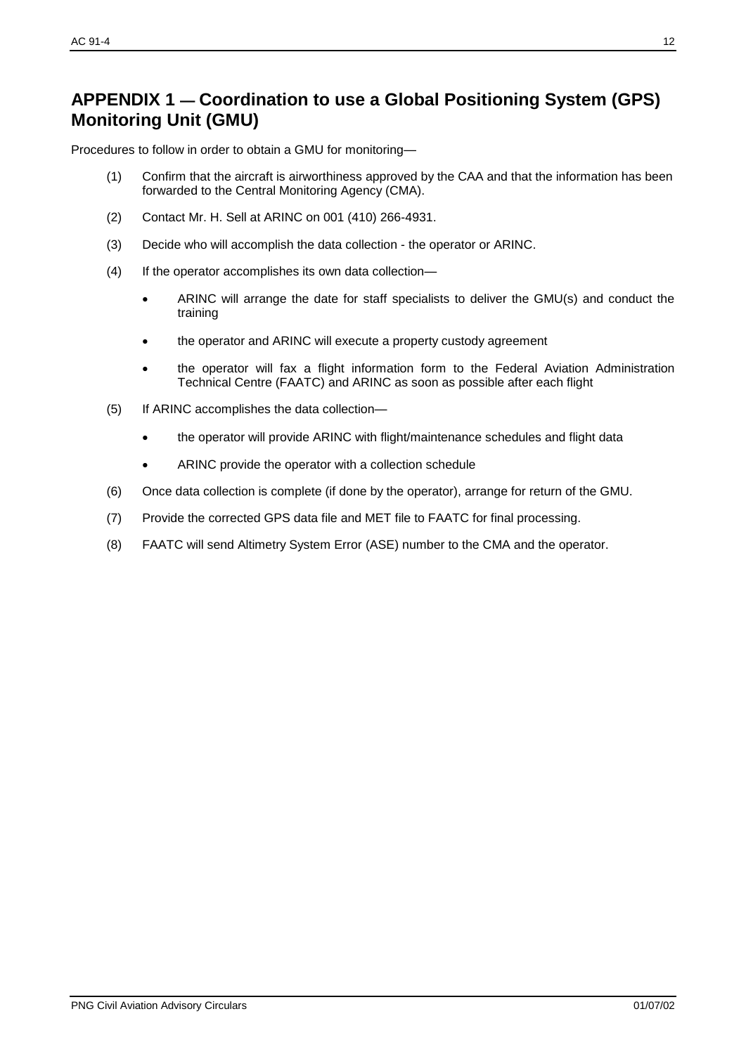# APPENDIX 1 — Coordination to use a Global Positioning System (GPS) Monitoring Unit (GMU)

Procedures to follow in order to obtain a GMU for monitoring—

(1) Confirm that the aircraft is airworthiness approved by the CAA and that the information has been forwarded to the Central Monitoring Agency (CMA).

(2) Contact Mr. H. Sell at ARINC on 001 (410) 266-4931.

(3) Decide who will accomplish the data collection - the operator or ARINC.

(4) If the operator accomplishes its own data collection—

- ARINC will arrange the date for staff specialists to deliver the GMU(s) and conduct the training
- the operator and ARINC will execute a property custody agreement
- the operator will fax a flight information form to the Federal Aviation Administration Technical Centre (FAATC) and ARINC as soon as possible after each flight

(5) If ARINC accomplishes the data collection—

- the operator will provide ARINC with flight/maintenance schedules and flight data
- ARINC provide the operator with a collection schedule

(6) Once data collection is complete (if done by the operator), arrange for return of the GMU.

(7) Provide the corrected GPS data file and MET file to FAATC for final processing.

(8) FAATC will send Altimetry System Error (ASE) number to the CMA and the operator.